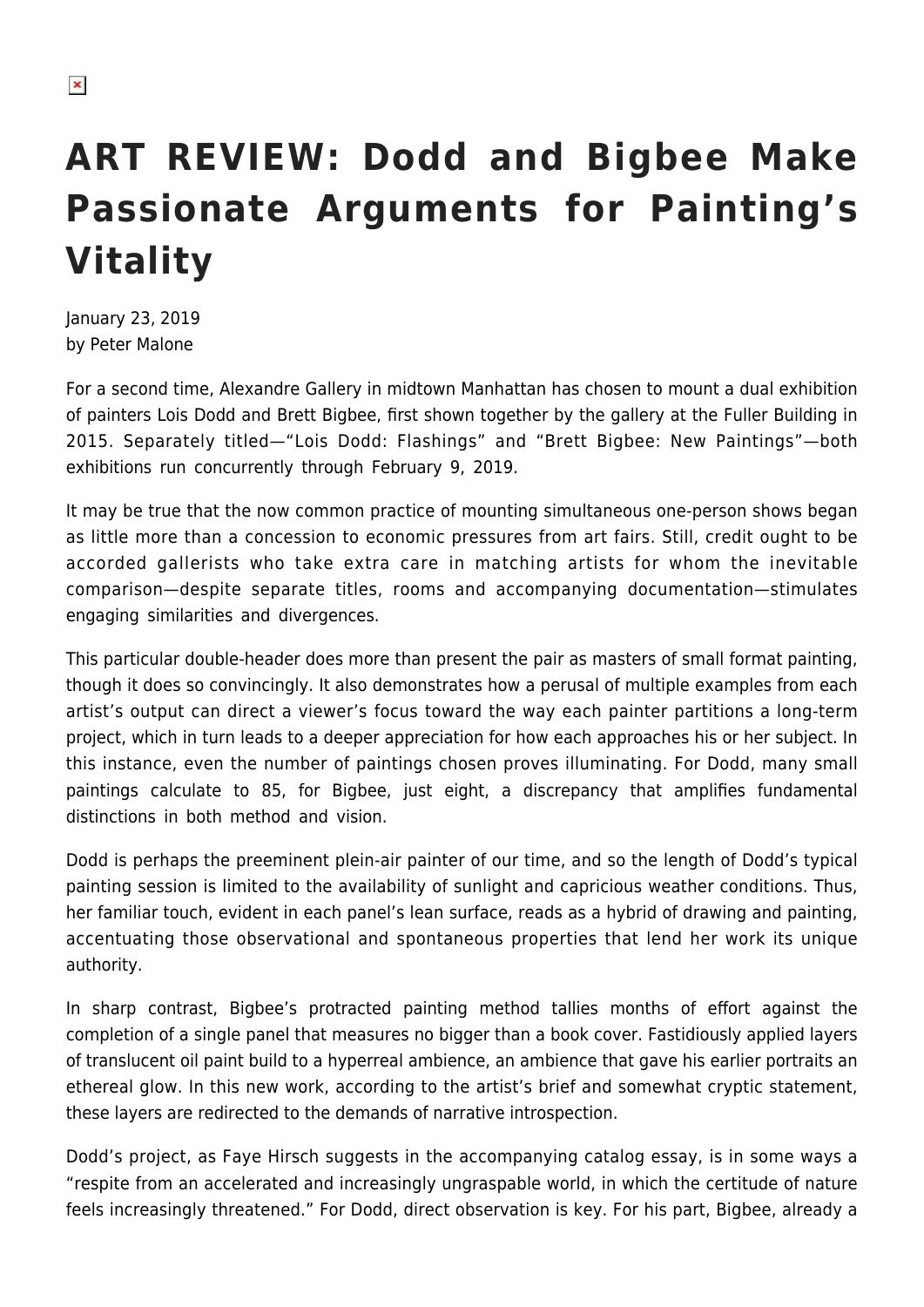# ART REVIEW: Dodd and Bigbee Make Passionate Arguments for Painting's Vitality

January 23, 2019
by Peter Malone

For a second time, Alexandre Gallery in midtown Manhattan has chosen to mount a dual exhibition of painters Lois Dodd and Brett Bigbee, first shown together by the gallery at the Fuller Building in 2015. Separately titled—"Lois Dodd: Flashings" and "Brett Bigbee: New Paintings"—both exhibitions run concurrently through February 9, 2019.

It may be true that the now common practice of mounting simultaneous one-person shows began as little more than a concession to economic pressures from art fairs. Still, credit ought to be accorded gallerists who take extra care in matching artists for whom the inevitable comparison—despite separate titles, rooms and accompanying documentation—stimulates engaging similarities and divergences.

This particular double-header does more than present the pair as masters of small format painting, though it does so convincingly. It also demonstrates how a perusal of multiple examples from each artist's output can direct a viewer's focus toward the way each painter partitions a long-term project, which in turn leads to a deeper appreciation for how each approaches his or her subject. In this instance, even the number of paintings chosen proves illuminating. For Dodd, many small paintings calculate to 85, for Bigbee, just eight, a discrepancy that amplifies fundamental distinctions in both method and vision.

Dodd is perhaps the preeminent plein-air painter of our time, and so the length of Dodd's typical painting session is limited to the availability of sunlight and capricious weather conditions. Thus, her familiar touch, evident in each panel's lean surface, reads as a hybrid of drawing and painting, accentuating those observational and spontaneous properties that lend her work its unique authority.

In sharp contrast, Bigbee's protracted painting method tallies months of effort against the completion of a single panel that measures no bigger than a book cover. Fastidiously applied layers of translucent oil paint build to a hyperreal ambience, an ambience that gave his earlier portraits an ethereal glow. In this new work, according to the artist's brief and somewhat cryptic statement, these layers are redirected to the demands of narrative introspection.

Dodd's project, as Faye Hirsch suggests in the accompanying catalog essay, is in some ways a "respite from an accelerated and increasingly ungraspable world, in which the certitude of nature feels increasingly threatened." For Dodd, direct observation is key. For his part, Bigbee, already a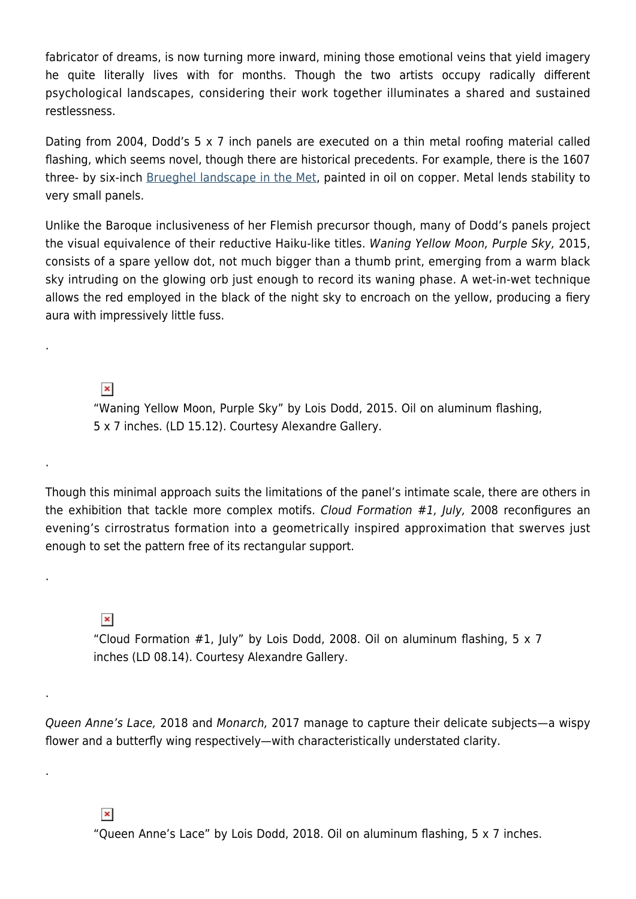fabricator of dreams, is now turning more inward, mining those emotional veins that yield imagery he quite literally lives with for months. Though the two artists occupy radically different psychological landscapes, considering their work together illuminates a shared and sustained restlessness.

Dating from 2004, Dodd's 5 x 7 inch panels are executed on a thin metal roofing material called flashing, which seems novel, though there are historical precedents. For example, there is the 1607 three- by six-inch Brueghel landscape in the Met, painted in oil on copper. Metal lends stability to very small panels.

Unlike the Baroque inclusiveness of her Flemish precursor though, many of Dodd's panels project the visual equivalence of their reductive Haiku-like titles. *Waning Yellow Moon, Purple Sky*, 2015, consists of a spare yellow dot, not much bigger than a thumb print, emerging from a warm black sky intruding on the glowing orb just enough to record its waning phase. A wet-in-wet technique allows the red employed in the black of the night sky to encroach on the yellow, producing a fiery aura with impressively little fuss.

.

"Waning Yellow Moon, Purple Sky" by Lois Dodd, 2015. Oil on aluminum flashing, 5 x 7 inches. (LD 15.12). Courtesy Alexandre Gallery.

.

Though this minimal approach suits the limitations of the panel's intimate scale, there are others in the exhibition that tackle more complex motifs. *Cloud Formation #1, July,* 2008 reconfigures an evening's cirrostratus formation into a geometrically inspired approximation that swerves just enough to set the pattern free of its rectangular support.

.

"Cloud Formation #1, July" by Lois Dodd, 2008. Oil on aluminum flashing, 5 x 7 inches (LD 08.14). Courtesy Alexandre Gallery.

.

*Queen Anne's Lace,* 2018 and *Monarch,* 2017 manage to capture their delicate subjects—a wispy flower and a butterfly wing respectively—with characteristically understated clarity.

.

"Queen Anne's Lace" by Lois Dodd, 2018. Oil on aluminum flashing, 5 x 7 inches.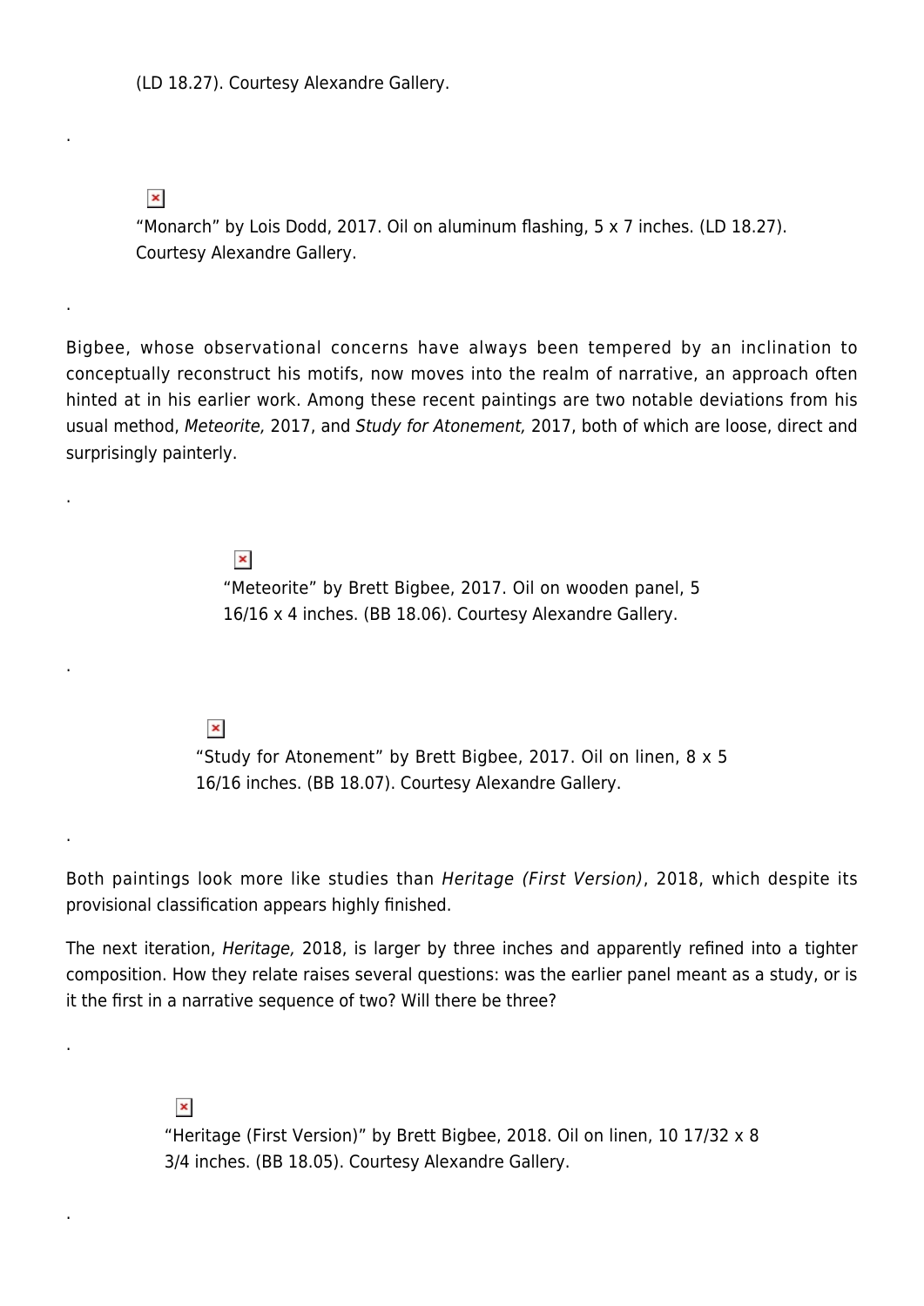(LD 18.27). Courtesy Alexandre Gallery.

.

“Monarch” by Lois Dodd, 2017. Oil on aluminum flashing, 5 x 7 inches. (LD 18.27). Courtesy Alexandre Gallery.

.

Bigbee, whose observational concerns have always been tempered by an inclination to conceptually reconstruct his motifs, now moves into the realm of narrative, an approach often hinted at in his earlier work. Among these recent paintings are two notable deviations from his usual method, *Meteorite,* 2017, and *Study for Atonement,* 2017, both of which are loose, direct and surprisingly painterly.

.

“Meteorite” by Brett Bigbee, 2017. Oil on wooden panel, 5 16/16 x 4 inches. (BB 18.06). Courtesy Alexandre Gallery.

.

“Study for Atonement” by Brett Bigbee, 2017. Oil on linen, 8 x 5 16/16 inches. (BB 18.07). Courtesy Alexandre Gallery.

.

Both paintings look more like studies than *Heritage (First Version)*, 2018, which despite its provisional classification appears highly finished.

The next iteration, *Heritage,* 2018, is larger by three inches and apparently refined into a tighter composition. How they relate raises several questions: was the earlier panel meant as a study, or is it the first in a narrative sequence of two? Will there be three?

.

“Heritage (First Version)” by Brett Bigbee, 2018. Oil on linen, 10 17/32 x 8 3/4 inches. (BB 18.05). Courtesy Alexandre Gallery.

.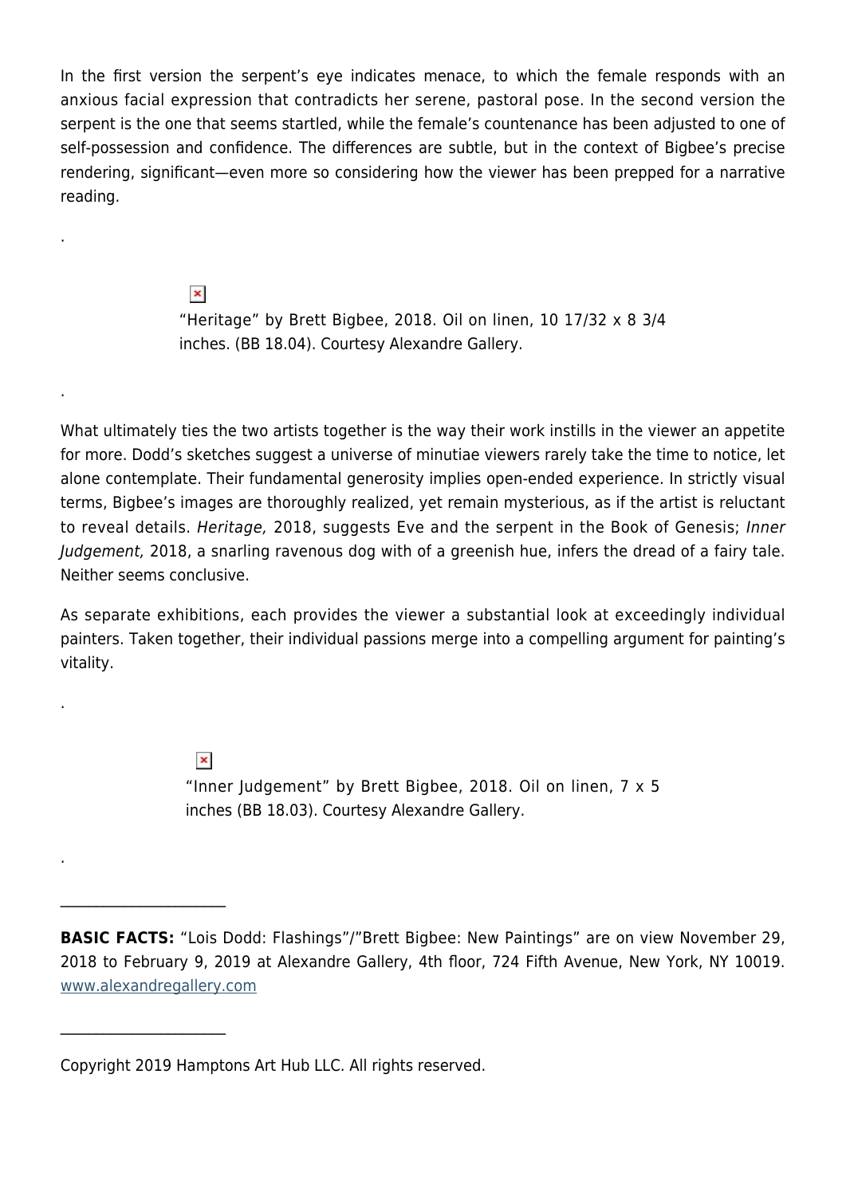In the first version the serpent's eye indicates menace, to which the female responds with an anxious facial expression that contradicts her serene, pastoral pose. In the second version the serpent is the one that seems startled, while the female's countenance has been adjusted to one of self-possession and confidence. The differences are subtle, but in the context of Bigbee's precise rendering, significant—even more so considering how the viewer has been prepped for a narrative reading.

.

"Heritage" by Brett Bigbee, 2018. Oil on linen, 10 17/32 x 8 3/4 inches. (BB 18.04). Courtesy Alexandre Gallery.

.

What ultimately ties the two artists together is the way their work instills in the viewer an appetite for more. Dodd's sketches suggest a universe of minutiae viewers rarely take the time to notice, let alone contemplate. Their fundamental generosity implies open-ended experience. In strictly visual terms, Bigbee's images are thoroughly realized, yet remain mysterious, as if the artist is reluctant to reveal details. *Heritage,* 2018, suggests Eve and the serpent in the Book of Genesis; *Inner Judgement,* 2018, a snarling ravenous dog with of a greenish hue, infers the dread of a fairy tale. Neither seems conclusive.

As separate exhibitions, each provides the viewer a substantial look at exceedingly individual painters. Taken together, their individual passions merge into a compelling argument for painting's vitality.

.

"Inner Judgement" by Brett Bigbee, 2018. Oil on linen, 7 x 5 inches (BB 18.03). Courtesy Alexandre Gallery.

.

---

**BASIC FACTS:** "Lois Dodd: Flashings"/"Brett Bigbee: New Paintings" are on view November 29, 2018 to February 9, 2019 at Alexandre Gallery, 4th floor, 724 Fifth Avenue, New York, NY 10019. [www.alexandregallery.com](http://www.alexandregallery.com)

---

Copyright 2019 Hamptons Art Hub LLC. All rights reserved.